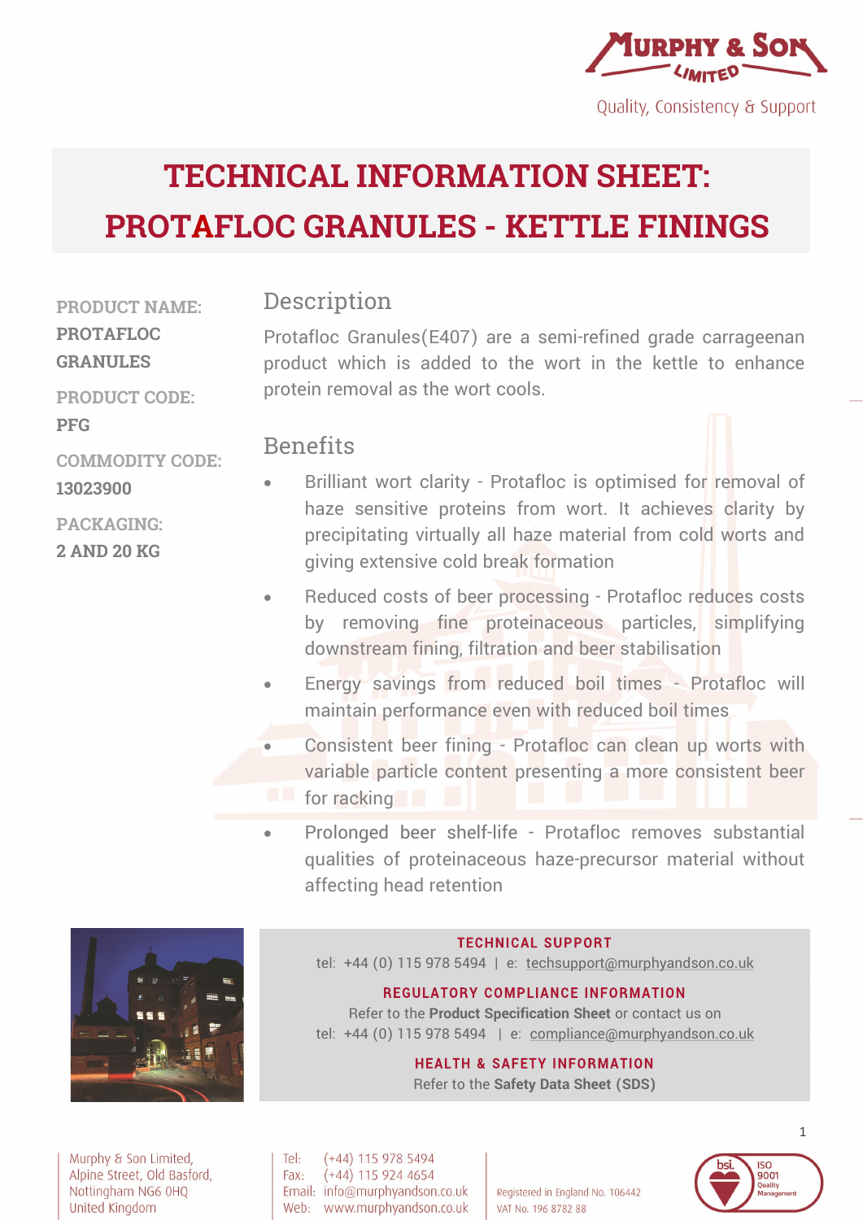Murphy & Son Limited

Quality, Consistency & Support

# TECHNICAL INFORMATION SHEET: PROTAFLOC GRANULES - KETTLE FININGS

**PRODUCT NAME:**
**PROTAFLOC GRANULES**

**PRODUCT CODE:**
**PFG**

**COMMODITY CODE:**
**13023900**

**PACKAGING:**
**2 AND 20 KG**

## Description

Protafloc Granules(E407) are a semi-refined grade carrageenan product which is added to the wort in the kettle to enhance protein removal as the wort cools.

## Benefits

- Brilliant wort clarity - Protafloc is optimised for removal of haze sensitive proteins from wort. It achieves clarity by precipitating virtually all haze material from cold worts and giving extensive cold break formation
- Reduced costs of beer processing - Protafloc reduces costs by removing fine proteinaceous particles, simplifying downstream fining, filtration and beer stabilisation
- Energy savings from reduced boil times - Protafloc will maintain performance even with reduced boil times
- Consistent beer fining - Protafloc can clean up worts with variable particle content presenting a more consistent beer for racking
- Prolonged beer shelf-life - Protafloc removes substantial qualities of proteinaceous haze-precursor material without affecting head retention

**TECHNICAL SUPPORT**
tel: +44 (0) 115 978 5494 | e: techsupport@murphyandson.co.uk

**REGULATORY COMPLIANCE INFORMATION**
Refer to the **Product Specification Sheet** or contact us on
tel: +44 (0) 115 978 5494 | e: compliance@murphyandson.co.uk

**HEALTH & SAFETY INFORMATION**
Refer to the **Safety Data Sheet (SDS)**

Murphy & Son Limited,
Alpine Street, Old Basford,
Nottingham NG6 0HQ
United Kingdom

Tel: (+44) 115 978 5494
Fax: (+44) 115 924 4654
Email: info@murphyandson.co.uk
Web: www.murphyandson.co.uk

Registered in England No. 106442
VAT No. 196 8782 88

bsi. ISO 9001 Quality Management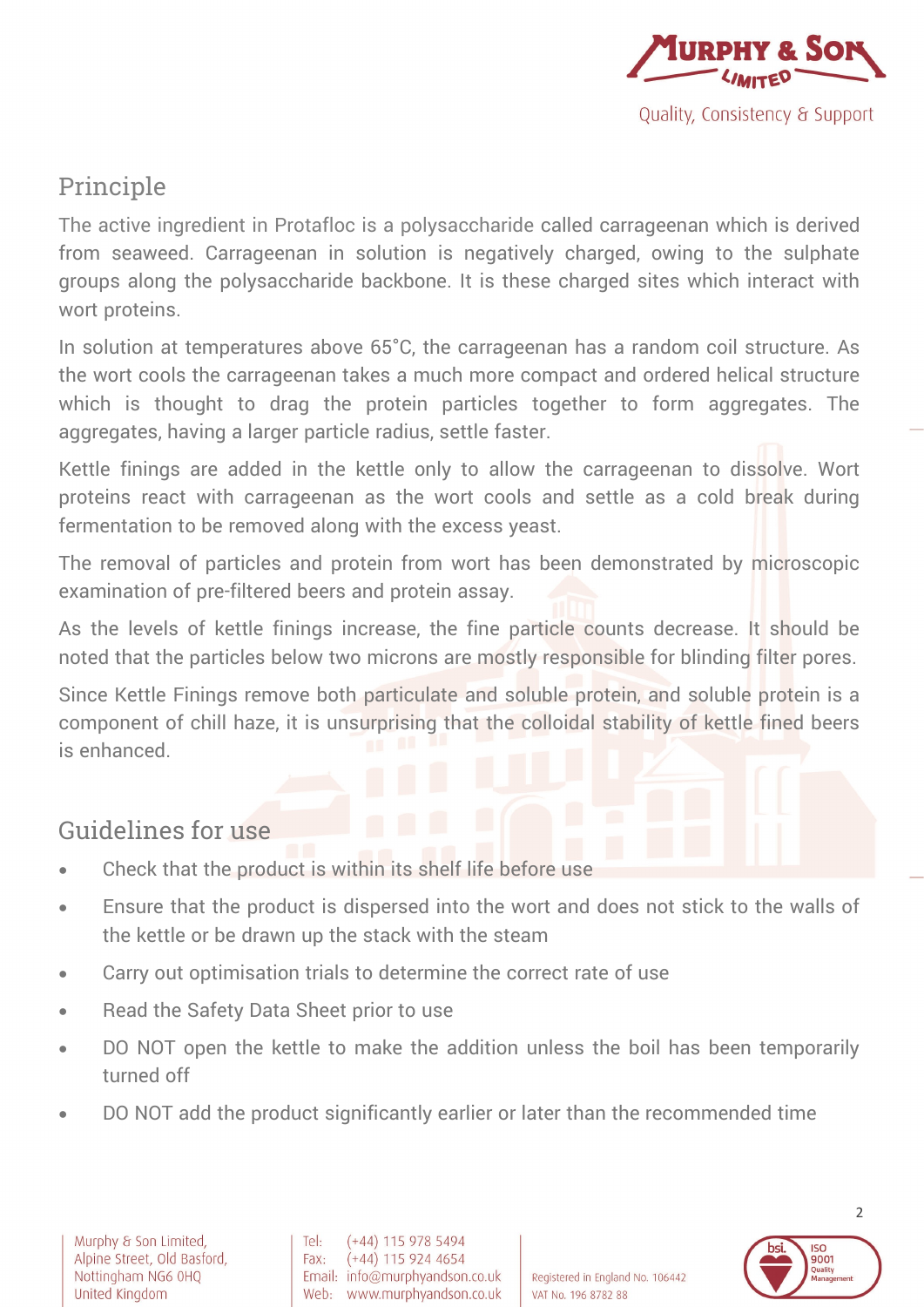## Principle

The active ingredient in Protafloc is a polysaccharide called carrageenan which is derived from seaweed. Carrageenan in solution is negatively charged, owing to the sulphate groups along the polysaccharide backbone. It is these charged sites which interact with wort proteins.

In solution at temperatures above 65°C, the carrageenan has a random coil structure. As the wort cools the carrageenan takes a much more compact and ordered helical structure which is thought to drag the protein particles together to form aggregates. The aggregates, having a larger particle radius, settle faster.

Kettle finings are added in the kettle only to allow the carrageenan to dissolve. Wort proteins react with carrageenan as the wort cools and settle as a cold break during fermentation to be removed along with the excess yeast.

The removal of particles and protein from wort has been demonstrated by microscopic examination of pre-filtered beers and protein assay.

As the levels of kettle finings increase, the fine particle counts decrease. It should be noted that the particles below two microns are mostly responsible for blinding filter pores.

Since Kettle Finings remove both particulate and soluble protein, and soluble protein is a component of chill haze, it is unsurprising that the colloidal stability of kettle fined beers is enhanced.

## Guidelines for use

- Check that the product is within its shelf life before use
- Ensure that the product is dispersed into the wort and does not stick to the walls of the kettle or be drawn up the stack with the steam
- Carry out optimisation trials to determine the correct rate of use
- Read the Safety Data Sheet prior to use
- DO NOT open the kettle to make the addition unless the boil has been temporarily turned off
- DO NOT add the product significantly earlier or later than the recommended time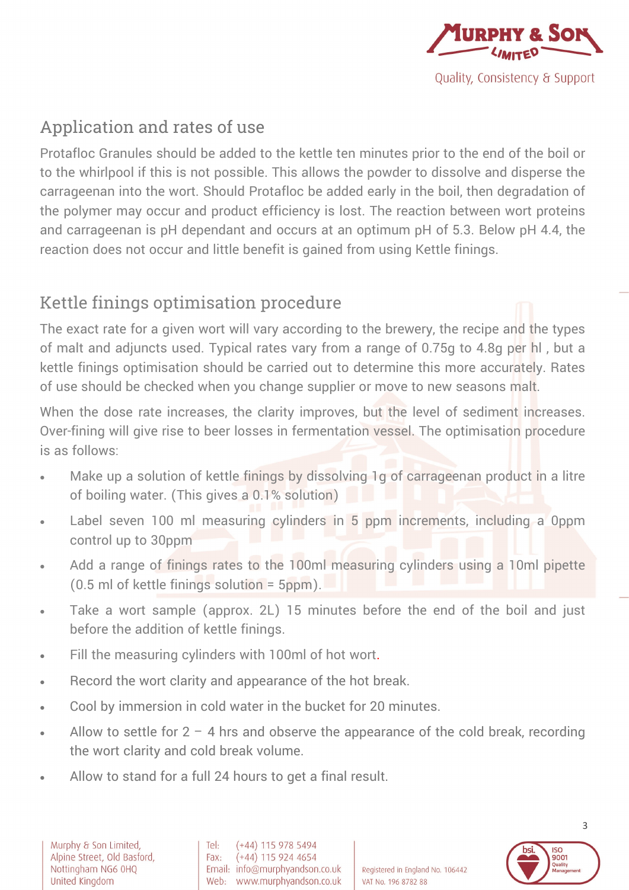## Application and rates of use

Protafloc Granules should be added to the kettle ten minutes prior to the end of the boil or to the whirlpool if this is not possible. This allows the powder to dissolve and disperse the carrageenan into the wort. Should Protafloc be added early in the boil, then degradation of the polymer may occur and product efficiency is lost. The reaction between wort proteins and carrageenan is pH dependant and occurs at an optimum pH of 5.3. Below pH 4.4, the reaction does not occur and little benefit is gained from using Kettle finings.

## Kettle finings optimisation procedure

The exact rate for a given wort will vary according to the brewery, the recipe and the types of malt and adjuncts used. Typical rates vary from a range of 0.75g to 4.8g per hl , but a kettle finings optimisation should be carried out to determine this more accurately. Rates of use should be checked when you change supplier or move to new seasons malt.

When the dose rate increases, the clarity improves, but the level of sediment increases. Over-fining will give rise to beer losses in fermentation vessel. The optimisation procedure is as follows:

- Make up a solution of kettle finings by dissolving 1g of carrageenan product in a litre of boiling water. (This gives a 0.1% solution)
- Label seven 100 ml measuring cylinders in 5 ppm increments, including a 0ppm control up to 30ppm
- Add a range of finings rates to the 100ml measuring cylinders using a 10ml pipette (0.5 ml of kettle finings solution = 5ppm).
- Take a wort sample (approx. 2L) 15 minutes before the end of the boil and just before the addition of kettle finings.
- Fill the measuring cylinders with 100ml of hot wort.
- Record the wort clarity and appearance of the hot break.
- Cool by immersion in cold water in the bucket for 20 minutes.
- Allow to settle for 2 – 4 hrs and observe the appearance of the cold break, recording the wort clarity and cold break volume.
- Allow to stand for a full 24 hours to get a final result.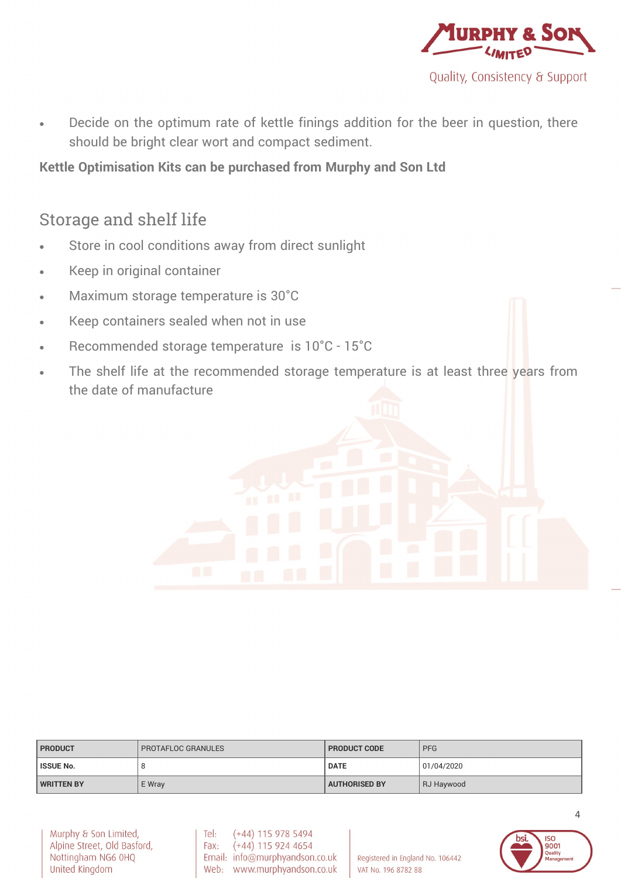- Decide on the optimum rate of kettle finings addition for the beer in question, there should be bright clear wort and compact sediment.

**Kettle Optimisation Kits can be purchased from Murphy and Son Ltd**

## Storage and shelf life

- Store in cool conditions away from direct sunlight
- Keep in original container
- Maximum storage temperature is 30°C
- Keep containers sealed when not in use
- Recommended storage temperature is 10°C - 15°C
- The shelf life at the recommended storage temperature is at least three years from the date of manufacture

| | | | |
|---|---|---|---|
| **PRODUCT** | PROTAFLOC GRANULES | **PRODUCT CODE** | PFG |
| **ISSUE No.** | 8 | **DATE** | 01/04/2020 |
| **WRITTEN BY** | E Wray | **AUTHORISED BY** | RJ Haywood |